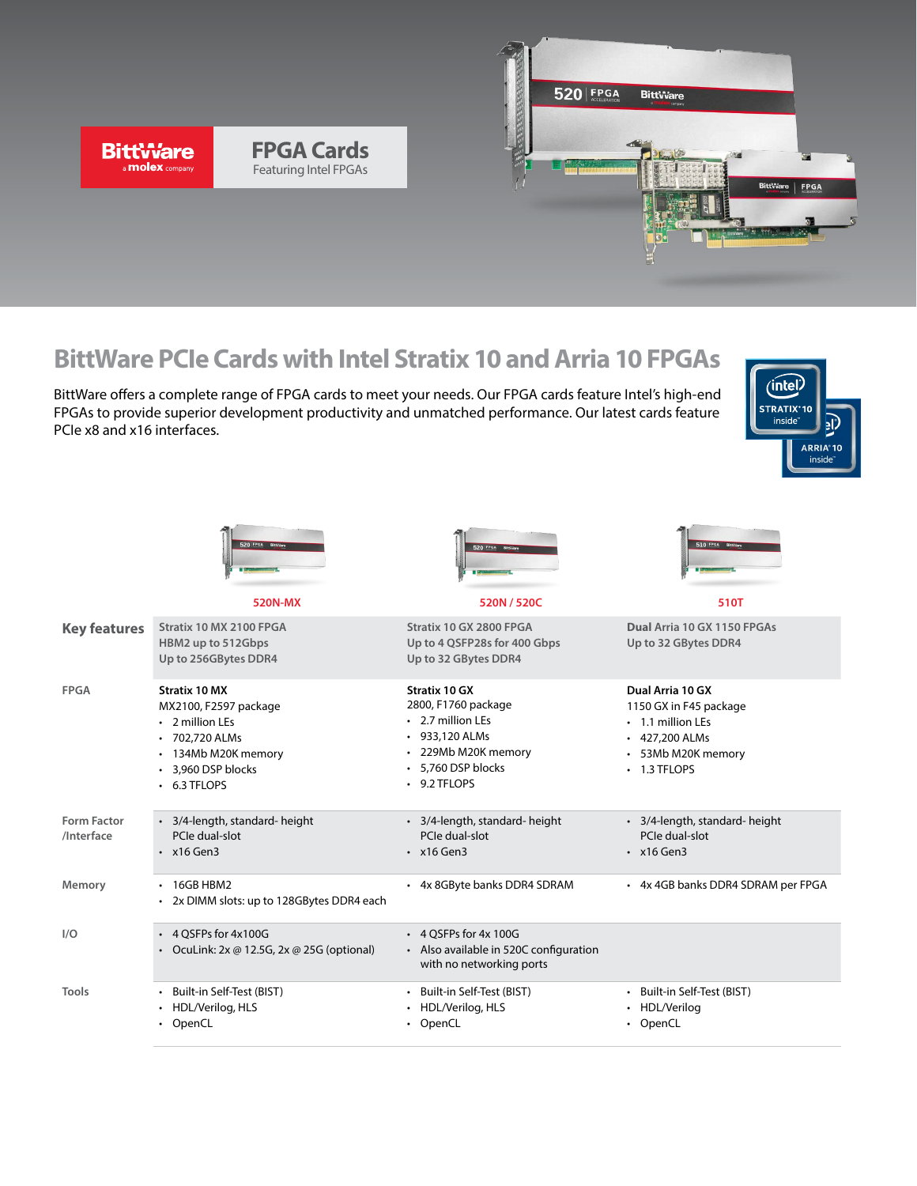BittWare a molex company

# FPGA Cards

Featuring Intel FPGAs

## BittWare PCIe Cards with Intel Stratix 10 and Arria 10 FPGAs

BittWare offers a complete range of FPGA cards to meet your needs. Our FPGA cards feature Intel's high-end FPGAs to provide superior development productivity and unmatched performance. Our latest cards feature PCIe x8 and x16 interfaces.

| | 520N-MX | 520N / 520C | 510T |
|---|---|---|---|
| **Key features** | Stratix 10 MX 2100 FPGA<br>HBM2 up to 512Gbps<br>Up to 256GBytes DDR4 | Stratix 10 GX 2800 FPGA<br>Up to 4 QSFP28s for 400 Gbps<br>Up to 32 GBytes DDR4 | **Dual** Arria 10 GX 1150 FPGAs<br>Up to 32 GBytes DDR4 |
| **FPGA** | **Stratix 10 MX**<br>MX2100, F2597 package<br>• 2 million LEs<br>• 702,720 ALMs<br>• 134Mb M20K memory<br>• 3,960 DSP blocks<br>• 6.3 TFLOPS | **Stratix 10 GX**<br>2800, F1760 package<br>• 2.7 million LEs<br>• 933,120 ALMs<br>• 229Mb M20K memory<br>• 5,760 DSP blocks<br>• 9.2 TFLOPS | **Dual Arria 10 GX**<br>1150 GX in F45 package<br>• 1.1 million LEs<br>• 427,200 ALMs<br>• 53Mb M20K memory<br>• 1.3 TFLOPS |
| **Form Factor /Interface** | • 3/4-length, standard- height PCIe dual-slot<br>• x16 Gen3 | • 3/4-length, standard- height PCIe dual-slot<br>• x16 Gen3 | • 3/4-length, standard- height PCIe dual-slot<br>• x16 Gen3 |
| **Memory** | • 16GB HBM2<br>• 2x DIMM slots: up to 128GBytes DDR4 each | • 4x 8GByte banks DDR4 SDRAM | • 4x 4GB banks DDR4 SDRAM per FPGA |
| **I/O** | • 4 QSFPs for 4x100G<br>• OcuLink: 2x @ 12.5G, 2x @ 25G (optional) | • 4 QSFPs for 4x 100G<br>• Also available in 520C configuration with no networking ports | |
| **Tools** | • Built-in Self-Test (BIST)<br>• HDL/Verilog, HLS<br>• OpenCL | • Built-in Self-Test (BIST)<br>• HDL/Verilog, HLS<br>• OpenCL | • Built-in Self-Test (BIST)<br>• HDL/Verilog<br>• OpenCL |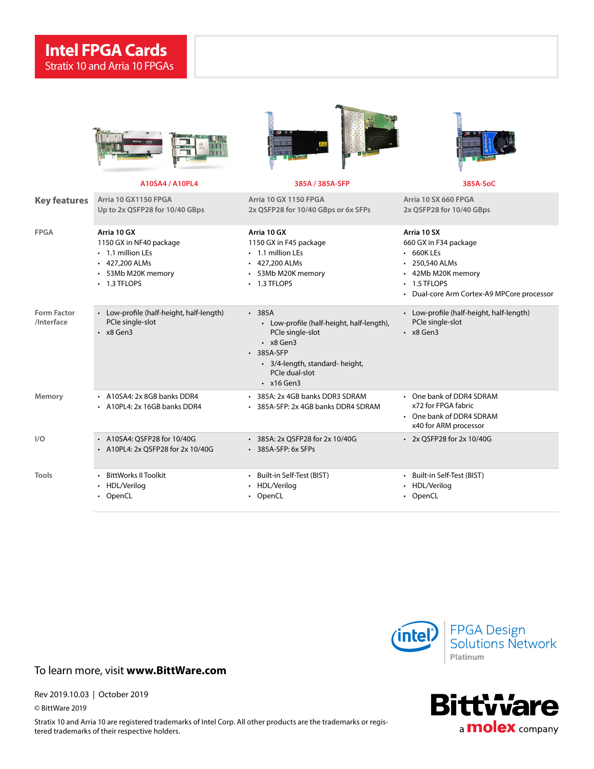# Intel FPGA Cards

Stratix 10 and Arria 10 FPGAs

| | A10SA4 / A10PL4 | 385A / 385A-SFP | 385A-SoC |
|---|---|---|---|
| **Key features** | Arria 10 GX1150 FPGA<br>Up to 2x QSFP28 for 10/40 GBps | Arria 10 GX 1150 FPGA<br>2x QSFP28 for 10/40 GBps or 6x SFPs | Arria 10 SX 660 FPGA<br>2x QSFP28 for 10/40 GBps |
| FPGA | **Arria 10 GX**<br>1150 GX in NF40 package<br>• 1.1 million LEs<br>• 427,200 ALMs<br>• 53Mb M20K memory<br>• 1.3 TFLOPS | **Arria 10 GX**<br>1150 GX in F45 package<br>• 1.1 million LEs<br>• 427,200 ALMs<br>• 53Mb M20K memory<br>• 1.3 TFLOPS | **Arria 10 SX**<br>660 GX in F34 package<br>• 660K LEs<br>• 250,540 ALMs<br>• 42Mb M20K memory<br>• 1.5 TFLOPS<br>• Dual-core Arm Cortex-A9 MPCore processor |
| Form Factor /Interface | • Low-profile (half-height, half-length) PCIe single-slot<br>• x8 Gen3 | • 385A<br>  • Low-profile (half-height, half-length), PCIe single-slot<br>  • x8 Gen3<br>• 385A-SFP<br>  • 3/4-length, standard- height, PCIe dual-slot<br>  • x16 Gen3 | • Low-profile (half-height, half-length) PCIe single-slot<br>• x8 Gen3 |
| Memory | • A10SA4: 2x 8GB banks DDR4<br>• A10PL4: 2x 16GB banks DDR4 | • 385A: 2x 4GB banks DDR3 SDRAM<br>• 385A-SFP: 2x 4GB banks DDR4 SDRAM | • One bank of DDR4 SDRAM x72 for FPGA fabric<br>• One bank of DDR4 SDRAM x40 for ARM processor |
| I/O | • A10SA4: QSFP28 for 10/40G<br>• A10PL4: 2x QSFP28 for 2x 10/40G | • 385A: 2x QSFP28 for 2x 10/40G<br>• 385A-SFP: 6x SFPs | • 2x QSFP28 for 2x 10/40G |
| Tools | • BittWorks II Toolkit<br>• HDL/Verilog<br>• OpenCL | • Built-in Self-Test (BIST)<br>• HDL/Verilog<br>• OpenCL | • Built-in Self-Test (BIST)<br>• HDL/Verilog<br>• OpenCL |

intel FPGA Design Solutions Network Platinum

To learn more, visit **www.BittWare.com**

Rev 2019.10.03 | October 2019

© BittWare 2019

Stratix 10 and Arria 10 are registered trademarks of Intel Corp. All other products are the trademarks or registered trademarks of their respective holders.

BittWare a molex company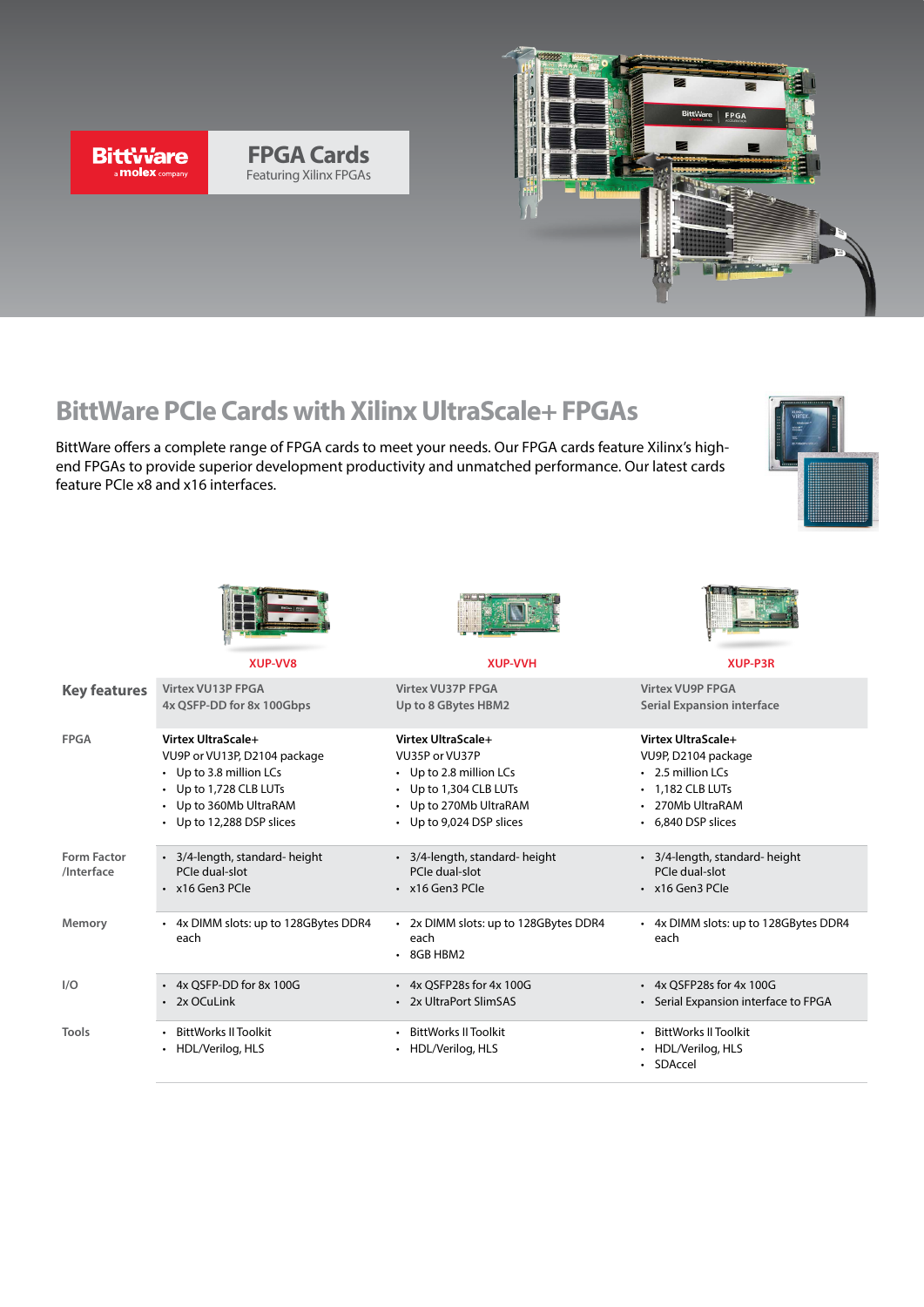BittWare a molex company

# FPGA Cards

Featuring Xilinx FPGAs

## BittWare PCIe Cards with Xilinx UltraScale+ FPGAs

BittWare offers a complete range of FPGA cards to meet your needs. Our FPGA cards feature Xilinx's high-end FPGAs to provide superior development productivity and unmatched performance. Our latest cards feature PCIe x8 and x16 interfaces.

| | XUP-VV8 | XUP-VVH | XUP-P3R |
|---|---|---|---|
| **Key features** | Virtex VU13P FPGA<br>4x QSFP-DD for 8x 100Gbps | Virtex VU37P FPGA<br>Up to 8 GBytes HBM2 | Virtex VU9P FPGA<br>Serial Expansion interface |
| FPGA | **Virtex UltraScale+**<br>VU9P or VU13P, D2104 package<br>• Up to 3.8 million LCs<br>• Up to 1,728 CLB LUTs<br>• Up to 360Mb UltraRAM<br>• Up to 12,288 DSP slices | **Virtex UltraScale+**<br>VU35P or VU37P<br>• Up to 2.8 million LCs<br>• Up to 1,304 CLB LUTs<br>• Up to 270Mb UltraRAM<br>• Up to 9,024 DSP slices | **Virtex UltraScale+**<br>VU9P, D2104 package<br>• 2.5 million LCs<br>• 1,182 CLB LUTs<br>• 270Mb UltraRAM<br>• 6,840 DSP slices |
| Form Factor /Interface | • 3/4-length, standard- height PCIe dual-slot<br>• x16 Gen3 PCIe | • 3/4-length, standard- height PCIe dual-slot<br>• x16 Gen3 PCIe | • 3/4-length, standard- height PCIe dual-slot<br>• x16 Gen3 PCIe |
| Memory | • 4x DIMM slots: up to 128GBytes DDR4 each | • 2x DIMM slots: up to 128GBytes DDR4 each<br>• 8GB HBM2 | • 4x DIMM slots: up to 128GBytes DDR4 each |
| I/O | • 4x QSFP-DD for 8x 100G<br>• 2x OCuLink | • 4x QSFP28s for 4x 100G<br>• 2x UltraPort SlimSAS | • 4x QSFP28s for 4x 100G<br>• Serial Expansion interface to FPGA |
| Tools | • BittWorks II Toolkit<br>• HDL/Verilog, HLS | • BittWorks II Toolkit<br>• HDL/Verilog, HLS | • BittWorks II Toolkit<br>• HDL/Verilog, HLS<br>• SDAccel |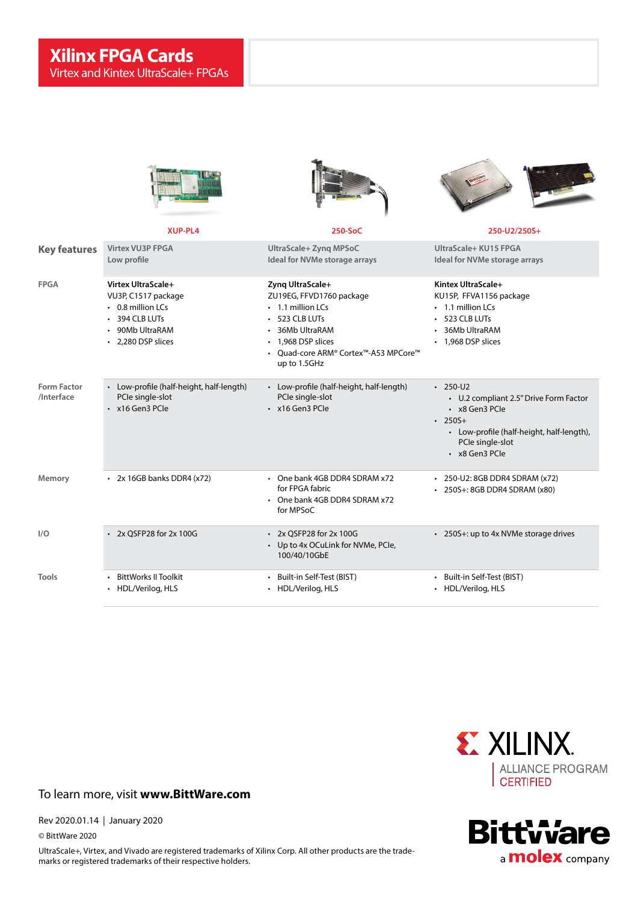# Xilinx FPGA Cards

Virtex and Kintex UltraScale+ FPGAs

| | XUP-PL4 | 250-SoC | 250-U2/250S+ |
|---|---|---|---|
| **Key features** | Virtex VU3P FPGA<br>Low profile | UltraScale+ Zynq MPSoC<br>Ideal for NVMe storage arrays | UltraScale+ KU15 FPGA<br>Ideal for NVMe storage arrays |
| FPGA | **Virtex UltraScale+**<br>VU3P, C1517 package<br>• 0.8 million LCs<br>• 394 CLB LUTs<br>• 90Mb UltraRAM<br>• 2,280 DSP slices | **Zynq UltraScale+**<br>ZU19EG, FFVD1760 package<br>• 1.1 million LCs<br>• 523 CLB LUTs<br>• 36Mb UltraRAM<br>• 1,968 DSP slices<br>• Quad-core ARM® Cortex™-A53 MPCore™ up to 1.5GHz | **Kintex UltraScale+**<br>KU15P, FFVA1156 package<br>• 1.1 million LCs<br>• 523 CLB LUTs<br>• 36Mb UltraRAM<br>• 1,968 DSP slices |
| Form Factor /Interface | • Low-profile (half-height, half-length) PCIe single-slot<br>• x16 Gen3 PCIe | • Low-profile (half-height, half-length) PCIe single-slot<br>• x16 Gen3 PCIe | • 250-U2<br>  • U.2 compliant 2.5" Drive Form Factor<br>  • x8 Gen3 PCIe<br>• 250S+<br>  • Low-profile (half-height, half-length), PCIe single-slot<br>  • x8 Gen3 PCIe |
| Memory | • 2x 16GB banks DDR4 (x72) | • One bank 4GB DDR4 SDRAM x72 for FPGA fabric<br>• One bank 4GB DDR4 SDRAM x72 for MPSoC | • 250-U2: 8GB DDR4 SDRAM (x72)<br>• 250S+: 8GB DDR4 SDRAM (x80) |
| I/O | • 2x QSFP28 for 2x 100G | • 2x QSFP28 for 2x 100G<br>• Up to 4x OCuLink for NVMe, PCIe, 100/40/10GbE | • 250S+: up to 4x NVMe storage drives |
| Tools | • BittWorks II Toolkit<br>• HDL/Verilog, HLS | • Built-in Self-Test (BIST)<br>• HDL/Verilog, HLS | • Built-in Self-Test (BIST)<br>• HDL/Verilog, HLS |

XILINX ALLIANCE PROGRAM CERTIFIED

To learn more, visit **www.BittWare.com**

Rev 2020.01.14 | January 2020

© BittWare 2020

UltraScale+, Virtex, and Vivado are registered trademarks of Xilinx Corp. All other products are the trademarks or registered trademarks of their respective holders.

BittWare a molex company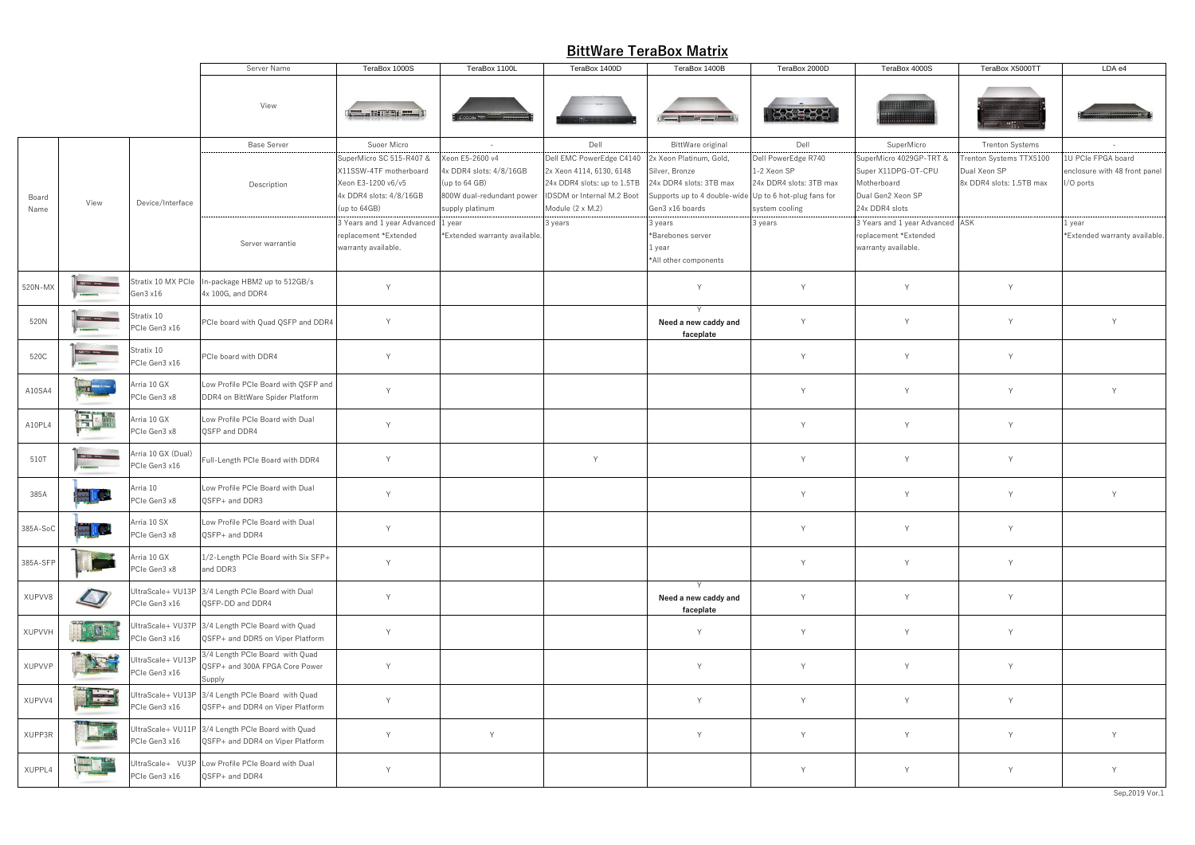# BittWare TeraBox Matrix

| Board Name | View | Device/Interface | Server Name | TeraBox 1000S | TeraBox 1100L | TeraBox 1400D | TeraBox 1400B | TeraBox 2000D | TeraBox 4000S | TeraBox X5000TT | LDA e4 |
|---|---|---|---|---|---|---|---|---|---|---|---|
| | | | View | | | | | | | | |
| | | | Base Server | Suoer Micro | - | Dell | BittWare original | Dell | SuperMicro | Trenton Systems | - |
| | | | Description | SuperMicro SC 515-R407 & X11SSW-4TF motherboard Xeon E3-1200 v6/v5 4x DDR4 slots: 4/8/16GB (up to 64GB) | Xeon E5-2600 v4 4x DDR4 slots: 4/8/16GB (up to 64 GB) 800W dual-redundant power supply platinum | Dell EMC PowerEdge C4140 2x Xeon 4114, 6130, 6148 24x DDR4 slots: up to 1.5TB IDSDM or Internal M.2 Boot Module (2 x M.2) | 2x Xeon Platinum, Gold, Silver, Bronze 24x DDR4 slots: 3TB max Supports up to 4 double-wide Gen3 x16 boards | Dell PowerEdge R740 1-2 Xeon SP 24x DDR4 slots: 3TB max Up to 6 hot-plug fans for system cooling | SuperMicro 4029GP-TRT & Super X11DPG-OT-CPU Motherboard Dual Gen2 Xeon SP 24x DDR4 slots | Trenton Systems TTX5100 Dual Xeon SP 8x DDR4 slots: 1.5TB max | 1U PCIe FPGA board enclosure with 48 front panel I/O ports |
| | | | Server warrantie | 3 Years and 1 year Advanced replacement *Extended warranty available. | 1 year *Extended warranty available. | 3 years | 3 years *Barebones server 1 year *All other components | 3 years | 3 Years and 1 year Advanced replacement *Extended warranty available. | ASK | 1 year *Extended warranty available. |
| 520N-MX | | Stratix 10 MX PCIe Gen3 x16 | In-package HBM2 up to 512GB/s 4x 100G, and DDR4 | Y | | | Y | Y | Y | Y | |
| 520N | | Stratix 10 PCIe Gen3 x16 | PCIe board with Quad QSFP and DDR4 | Y | | | Y **Need a new caddy and faceplate** | Y | Y | Y | Y |
| 520C | | Stratix 10 PCIe Gen3 x16 | PCIe board with DDR4 | Y | | | | Y | Y | Y | |
| A10SA4 | | Arria 10 GX PCIe Gen3 x8 | Low Profile PCIe Board with QSFP and DDR4 on BittWare Spider Platform | Y | | | | Y | Y | Y | Y |
| A10PL4 | | Arria 10 GX PCIe Gen3 x8 | Low Profile PCIe Board with Dual QSFP and DDR4 | Y | | | | Y | Y | Y | |
| 510T | | Arria 10 GX (Dual) PCIe Gen3 x16 | Full-Length PCIe Board with DDR4 | Y | | Y | | Y | Y | Y | |
| 385A | | Arria 10 PCIe Gen3 x8 | Low Profile PCIe Board with Dual QSFP+ and DDR3 | Y | | | | Y | Y | Y | Y |
| 385A-SoC | | Arria 10 SX PCIe Gen3 x8 | Low Profile PCIe Board with Dual QSFP+ and DDR4 | Y | | | | Y | Y | Y | |
| 385A-SFP | | Arria 10 GX PCIe Gen3 x8 | 1/2-Length PCIe Board with Six SFP+ and DDR3 | Y | | | | Y | Y | Y | |
| XUPVV8 | | UltraScale+ VU13P PCIe Gen3 x16 | 3/4 Length PCIe Board with Dual QSFP-DD and DDR4 | Y | | | Y **Need a new caddy and faceplate** | Y | Y | Y | |
| XUPVVH | | UltraScale+ VU37P PCIe Gen3 x16 | 3/4 Length PCIe Board with Quad QSFP+ and DDR5 on Viper Platform | Y | | | Y | Y | Y | Y | |
| XUPVVP | | UltraScale+ VU13P PCIe Gen3 x16 | 3/4 Length PCIe Board with Quad QSFP+ and 300A FPGA Core Power Supply | Y | | | Y | Y | Y | Y | |
| XUPVV4 | | UltraScale+ VU13P PCIe Gen3 x16 | 3/4 Length PCIe Board with Quad QSFP+ and DDR4 on Viper Platform | Y | | | Y | Y | Y | Y | |
| XUPP3R | | UltraScale+ VU11P PCIe Gen3 x16 | 3/4 Length PCIe Board with Quad QSFP+ and DDR4 on Viper Platform | Y | Y | | Y | Y | Y | Y | Y |
| XUPPL4 | | UltraScale+ VU3P PCIe Gen3 x16 | Low Profile PCIe Board with Dual QSFP+ and DDR4 | Y | | | | Y | Y | Y | Y |

Sep,2019 Vor.1